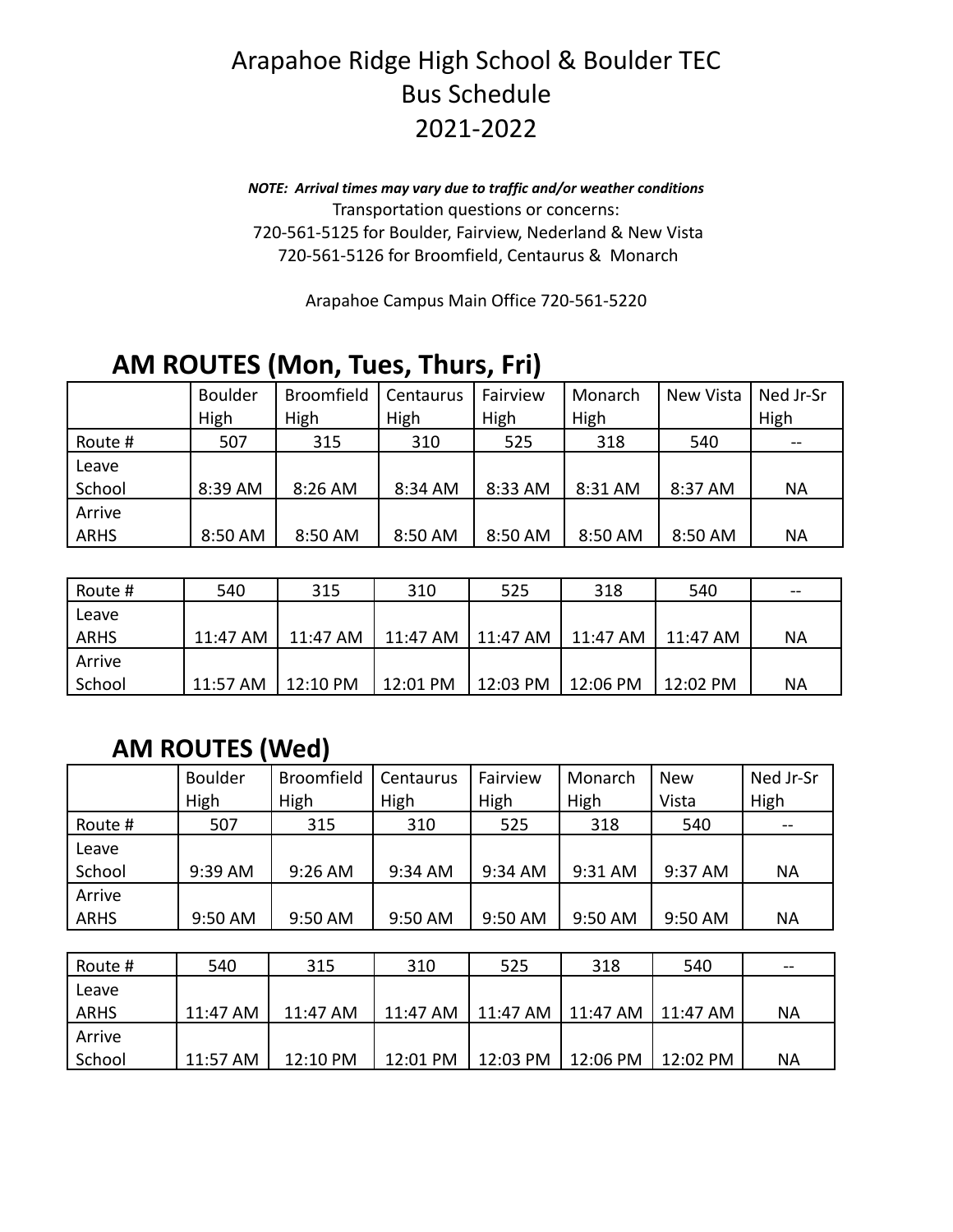# Arapahoe Ridge High School & Boulder TEC
# Bus Schedule
# 2021-2022

***NOTE: Arrival times may vary due to traffic and/or weather conditions***

Transportation questions or concerns:
720-561-5125 for Boulder, Fairview, Nederland & New Vista
720-561-5126 for Broomfield, Centaurus & Monarch

Arapahoe Campus Main Office 720-561-5220

## AM ROUTES (Mon, Tues, Thurs, Fri)

| | Boulder High | Broomfield High | Centaurus High | Fairview High | Monarch High | New Vista | Ned Jr-Sr High |
|---|---|---|---|---|---|---|---|
| Route # | 507 | 315 | 310 | 525 | 318 | 540 | -- |
| Leave School | 8:39 AM | 8:26 AM | 8:34 AM | 8:33 AM | 8:31 AM | 8:37 AM | NA |
| Arrive ARHS | 8:50 AM | 8:50 AM | 8:50 AM | 8:50 AM | 8:50 AM | 8:50 AM | NA |

| Route # | 540 | 315 | 310 | 525 | 318 | 540 | -- |
|---|---|---|---|---|---|---|---|
| Leave ARHS | 11:47 AM | 11:47 AM | 11:47 AM | 11:47 AM | 11:47 AM | 11:47 AM | NA |
| Arrive School | 11:57 AM | 12:10 PM | 12:01 PM | 12:03 PM | 12:06 PM | 12:02 PM | NA |

## AM ROUTES (Wed)

| | Boulder High | Broomfield High | Centaurus High | Fairview High | Monarch High | New Vista | Ned Jr-Sr High |
|---|---|---|---|---|---|---|---|
| Route # | 507 | 315 | 310 | 525 | 318 | 540 | -- |
| Leave School | 9:39 AM | 9:26 AM | 9:34 AM | 9:34 AM | 9:31 AM | 9:37 AM | NA |
| Arrive ARHS | 9:50 AM | 9:50 AM | 9:50 AM | 9:50 AM | 9:50 AM | 9:50 AM | NA |

| Route # | 540 | 315 | 310 | 525 | 318 | 540 | -- |
|---|---|---|---|---|---|---|---|
| Leave ARHS | 11:47 AM | 11:47 AM | 11:47 AM | 11:47 AM | 11:47 AM | 11:47 AM | NA |
| Arrive School | 11:57 AM | 12:10 PM | 12:01 PM | 12:03 PM | 12:06 PM | 12:02 PM | NA |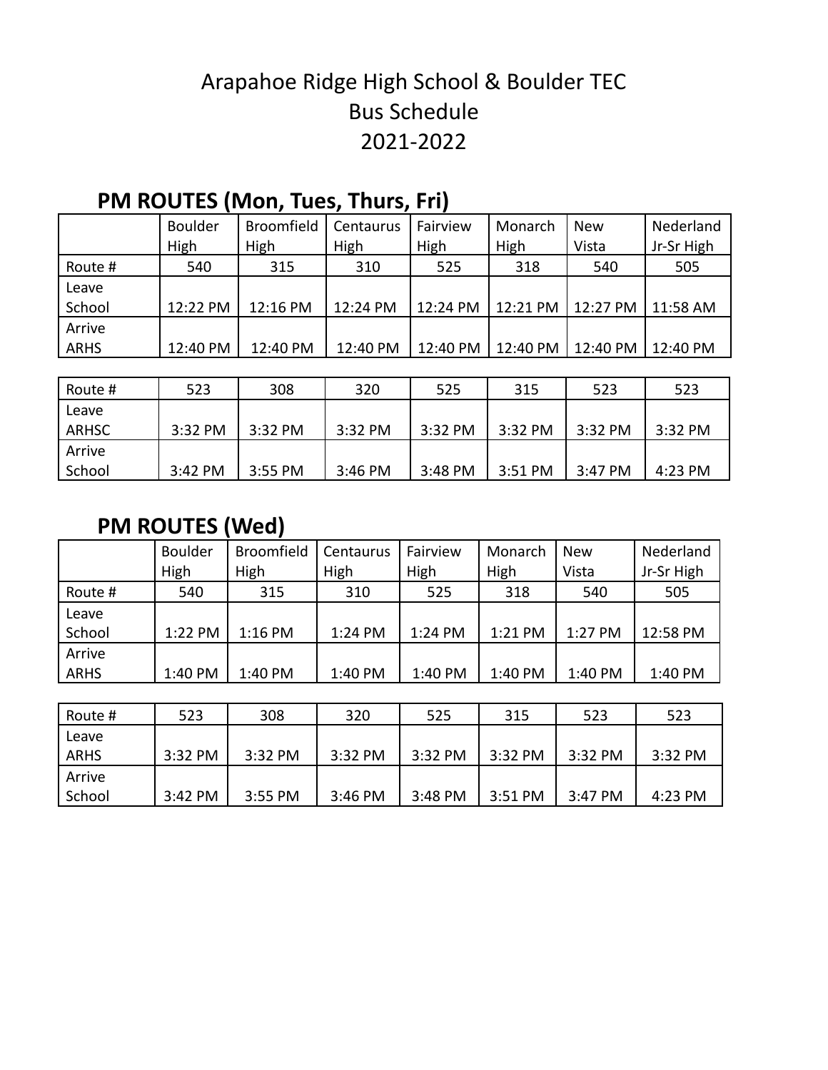# Arapahoe Ridge High School & Boulder TEC
# Bus Schedule
# 2021-2022

## PM ROUTES (Mon, Tues, Thurs, Fri)

| | Boulder High | Broomfield High | Centaurus High | Fairview High | Monarch High | New Vista | Nederland Jr-Sr High |
|---|---|---|---|---|---|---|---|
| Route # | 540 | 315 | 310 | 525 | 318 | 540 | 505 |
| Leave School | 12:22 PM | 12:16 PM | 12:24 PM | 12:24 PM | 12:21 PM | 12:27 PM | 11:58 AM |
| Arrive ARHS | 12:40 PM | 12:40 PM | 12:40 PM | 12:40 PM | 12:40 PM | 12:40 PM | 12:40 PM |

| | | | | | | | |
|---|---|---|---|---|---|---|---|
| Route # | 523 | 308 | 320 | 525 | 315 | 523 | 523 |
| Leave ARHSC | 3:32 PM | 3:32 PM | 3:32 PM | 3:32 PM | 3:32 PM | 3:32 PM | 3:32 PM |
| Arrive School | 3:42 PM | 3:55 PM | 3:46 PM | 3:48 PM | 3:51 PM | 3:47 PM | 4:23 PM |

## PM ROUTES (Wed)

| | Boulder High | Broomfield High | Centaurus High | Fairview High | Monarch High | New Vista | Nederland Jr-Sr High |
|---|---|---|---|---|---|---|---|
| Route # | 540 | 315 | 310 | 525 | 318 | 540 | 505 |
| Leave School | 1:22 PM | 1:16 PM | 1:24 PM | 1:24 PM | 1:21 PM | 1:27 PM | 12:58 PM |
| Arrive ARHS | 1:40 PM | 1:40 PM | 1:40 PM | 1:40 PM | 1:40 PM | 1:40 PM | 1:40 PM |

| | | | | | | | |
|---|---|---|---|---|---|---|---|
| Route # | 523 | 308 | 320 | 525 | 315 | 523 | 523 |
| Leave ARHS | 3:32 PM | 3:32 PM | 3:32 PM | 3:32 PM | 3:32 PM | 3:32 PM | 3:32 PM |
| Arrive School | 3:42 PM | 3:55 PM | 3:46 PM | 3:48 PM | 3:51 PM | 3:47 PM | 4:23 PM |